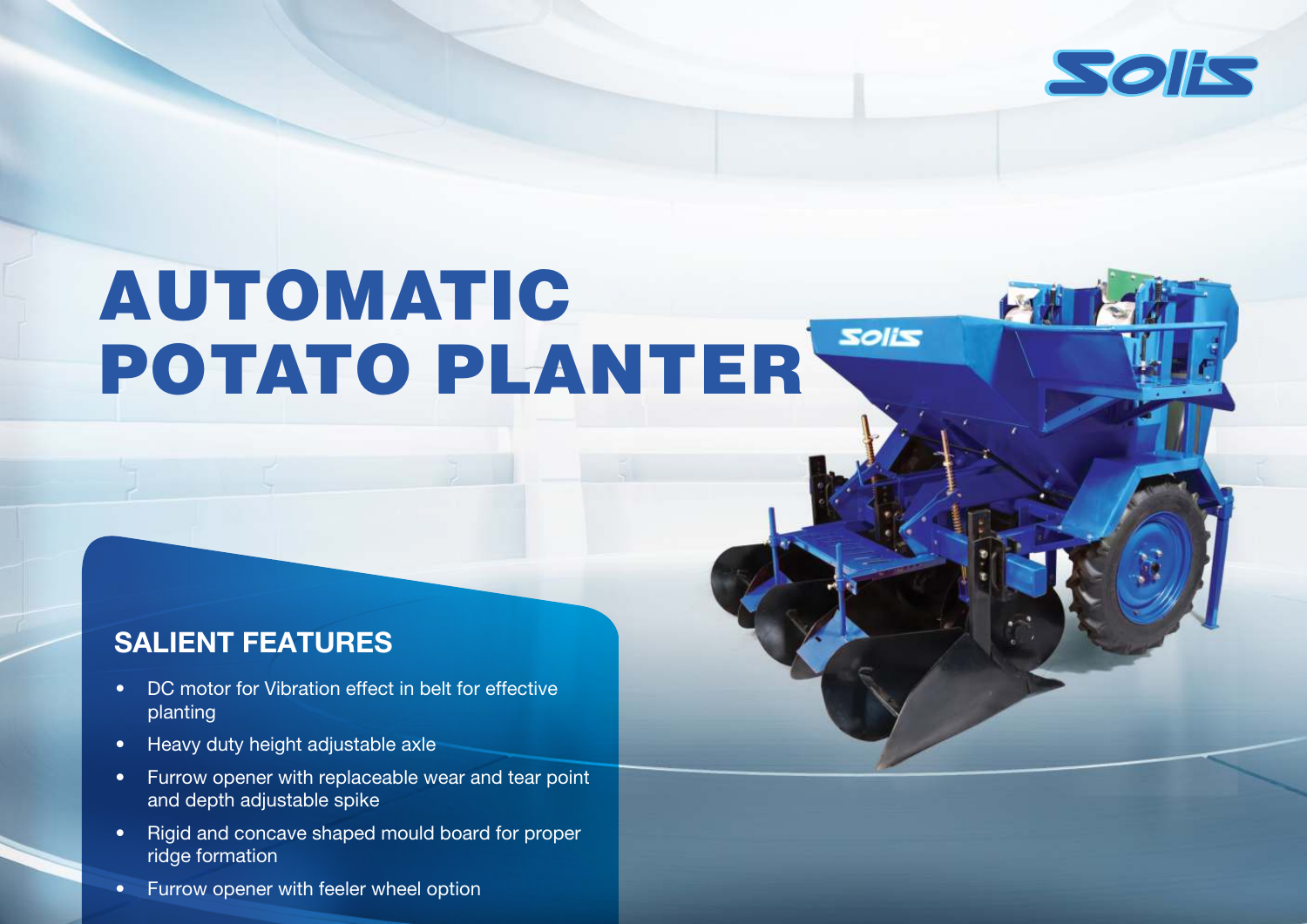Solis

# AUTOMATIC POTATO PLANTER

## SALIENT FEATURES

- DC motor for Vibration effect in belt for effective planting
- Heavy duty height adjustable axle
- Furrow opener with replaceable wear and tear point and depth adjustable spike
- Rigid and concave shaped mould board for proper ridge formation
- Furrow opener with feeler wheel option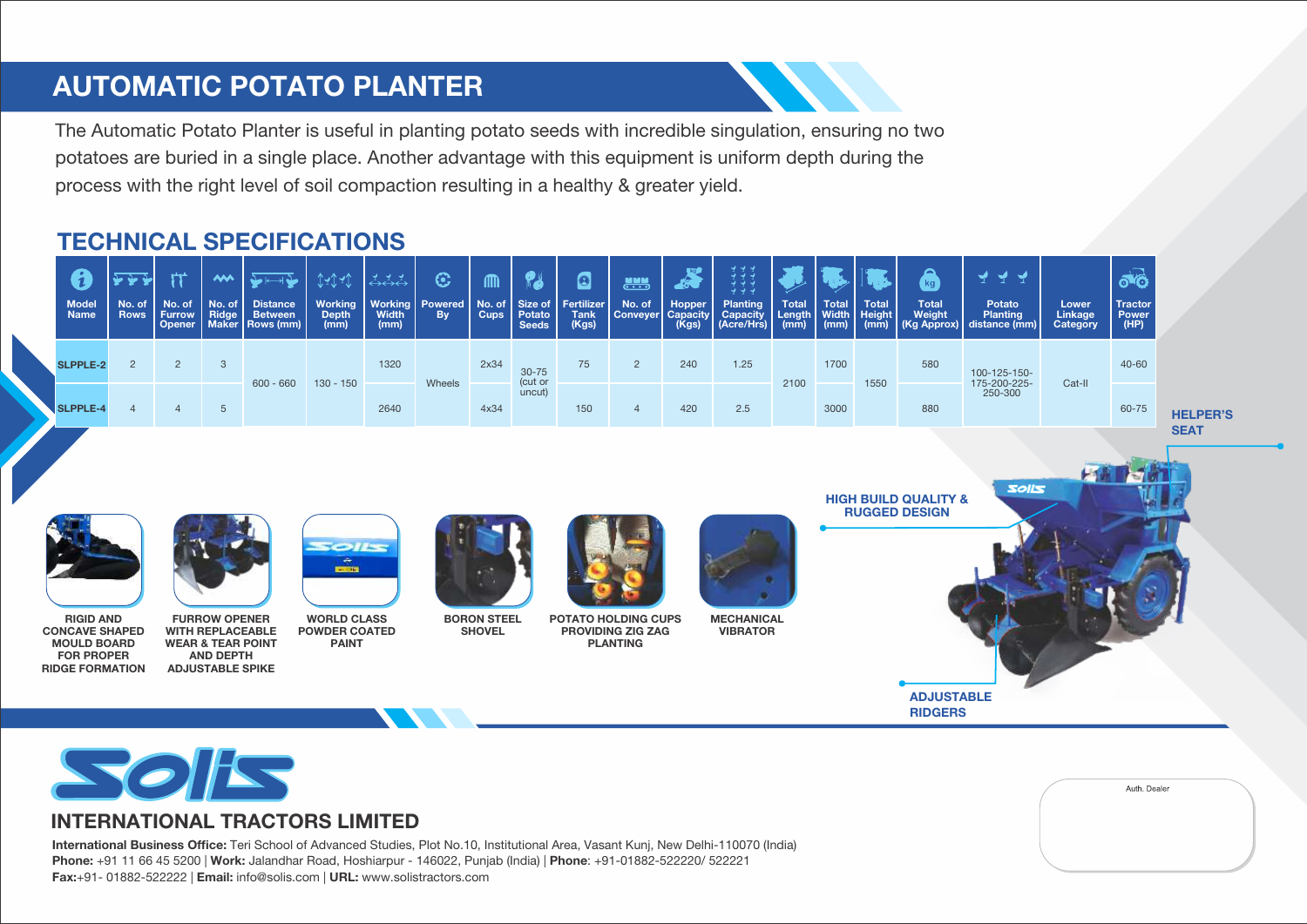# AUTOMATIC POTATO PLANTER

The Automatic Potato Planter is useful in planting potato seeds with incredible singulation, ensuring no two potatoes are buried in a single place. Another advantage with this equipment is uniform depth during the process with the right level of soil compaction resulting in a healthy & greater yield.

## TECHNICAL SPECIFICATIONS

| Model Name | No. of Rows | No. of Furrow Opener | No. of Ridge Maker | Distance Between Rows (mm) | Working Depth (mm) | Working Width (mm) | Powered By | No. of Cups | Size of Potato Seeds | Fertilizer Tank (Kgs) | No. of Conveyer | Hopper Capacity (Kgs) | Planting Capacity (Acre/Hrs) | Total Length (mm) | Total Width (mm) | Total Height (mm) | Total Weight (Kg Approx) | Potato Planting distance (mm) | Lower Linkage Category | Tractor Power (HP) |
|---|---|---|---|---|---|---|---|---|---|---|---|---|---|---|---|---|---|---|---|---|
| SLPPLE-2 | 2 | 2 | 3 | 600 - 660 | 130 - 150 | 1320 | Wheels | 2x34 | 30-75 (cut or uncut) | 75 | 2 | 240 | 1.25 | 2100 | 1700 | 1550 | 580 | 100-125-150-175-200-225-250-300 | Cat-II | 40-60 |
| SLPPLE-4 | 4 | 4 | 5 | 600 - 660 | 130 - 150 | 2640 | Wheels | 4x34 | 30-75 (cut or uncut) | 150 | 4 | 420 | 2.5 | 2100 | 3000 | 1550 | 880 | 100-125-150-175-200-225-250-300 | Cat-II | 60-75 |

RIGID AND CONCAVE SHAPED MOULD BOARD FOR PROPER RIDGE FORMATION

FURROW OPENER WITH REPLACEABLE WEAR & TEAR POINT AND DEPTH ADJUSTABLE SPIKE

WORLD CLASS POWDER COATED PAINT

BORON STEEL SHOVEL

POTATO HOLDING CUPS PROVIDING ZIG ZAG PLANTING

MECHANICAL VIBRATOR

HELPER'S SEAT

HIGH BUILD QUALITY & RUGGED DESIGN

ADJUSTABLE RIDGERS

## INTERNATIONAL TRACTORS LIMITED

**International Business Office:** Teri School of Advanced Studies, Plot No.10, Institutional Area, Vasant Kunj, New Delhi-110070 (India)
**Phone:** +91 11 66 45 5200 | **Work:** Jalandhar Road, Hoshiarpur - 146022, Punjab (India) | **Phone**: +91-01882-522220/ 522221
**Fax:**+91- 01882-522222 | **Email:** info@solis.com | **URL:** www.solistractors.com

Auth. Dealer